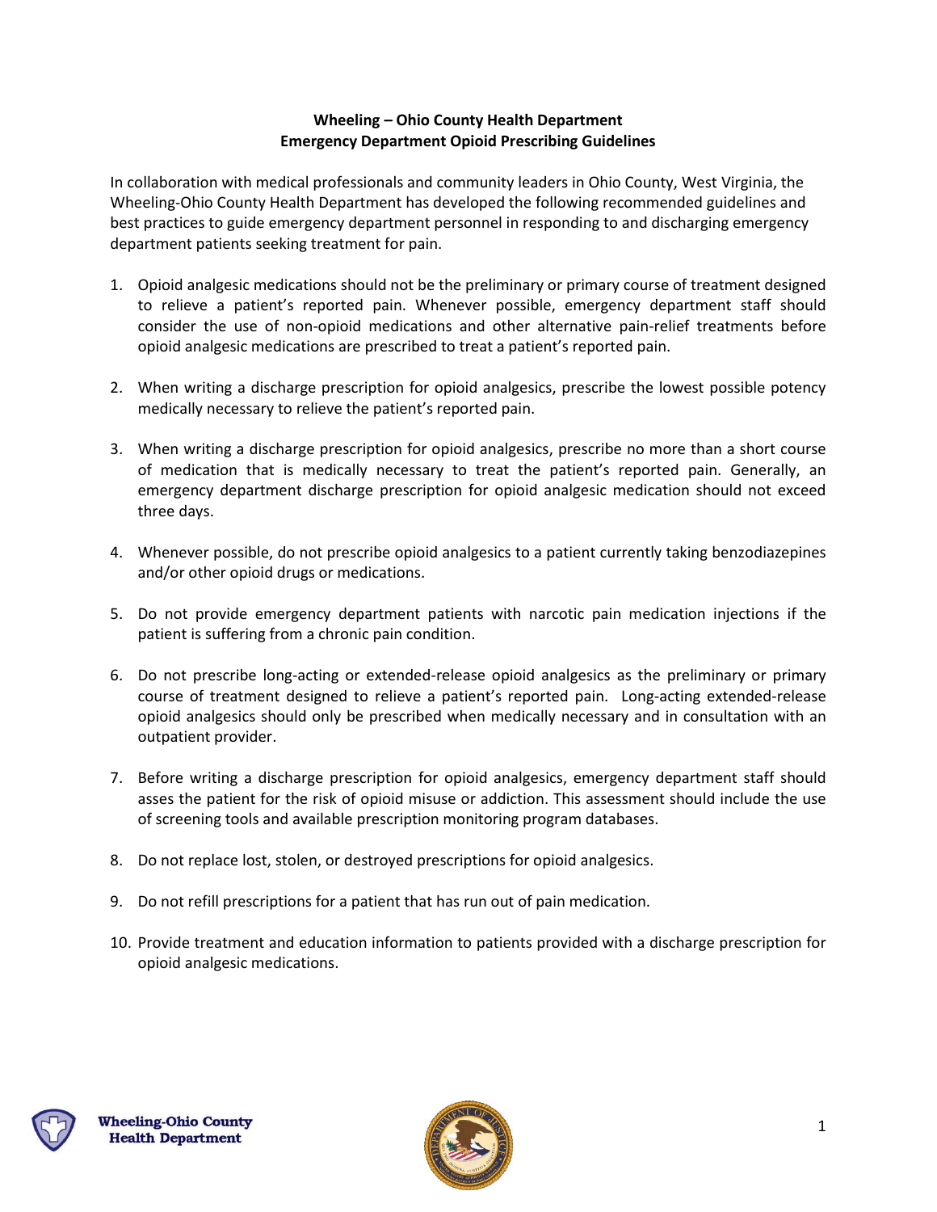**Wheeling – Ohio County Health Department**
**Emergency Department Opioid Prescribing Guidelines**

In collaboration with medical professionals and community leaders in Ohio County, West Virginia, the Wheeling-Ohio County Health Department has developed the following recommended guidelines and best practices to guide emergency department personnel in responding to and discharging emergency department patients seeking treatment for pain.

1. Opioid analgesic medications should not be the preliminary or primary course of treatment designed to relieve a patient's reported pain. Whenever possible, emergency department staff should consider the use of non-opioid medications and other alternative pain-relief treatments before opioid analgesic medications are prescribed to treat a patient's reported pain.

2. When writing a discharge prescription for opioid analgesics, prescribe the lowest possible potency medically necessary to relieve the patient's reported pain.

3. When writing a discharge prescription for opioid analgesics, prescribe no more than a short course of medication that is medically necessary to treat the patient's reported pain. Generally, an emergency department discharge prescription for opioid analgesic medication should not exceed three days.

4. Whenever possible, do not prescribe opioid analgesics to a patient currently taking benzodiazepines and/or other opioid drugs or medications.

5. Do not provide emergency department patients with narcotic pain medication injections if the patient is suffering from a chronic pain condition.

6. Do not prescribe long-acting or extended-release opioid analgesics as the preliminary or primary course of treatment designed to relieve a patient's reported pain. Long-acting extended-release opioid analgesics should only be prescribed when medically necessary and in consultation with an outpatient provider.

7. Before writing a discharge prescription for opioid analgesics, emergency department staff should asses the patient for the risk of opioid misuse or addiction. This assessment should include the use of screening tools and available prescription monitoring program databases.

8. Do not replace lost, stolen, or destroyed prescriptions for opioid analgesics.

9. Do not refill prescriptions for a patient that has run out of pain medication.

10. Provide treatment and education information to patients provided with a discharge prescription for opioid analgesic medications.

Wheeling-Ohio County Health Department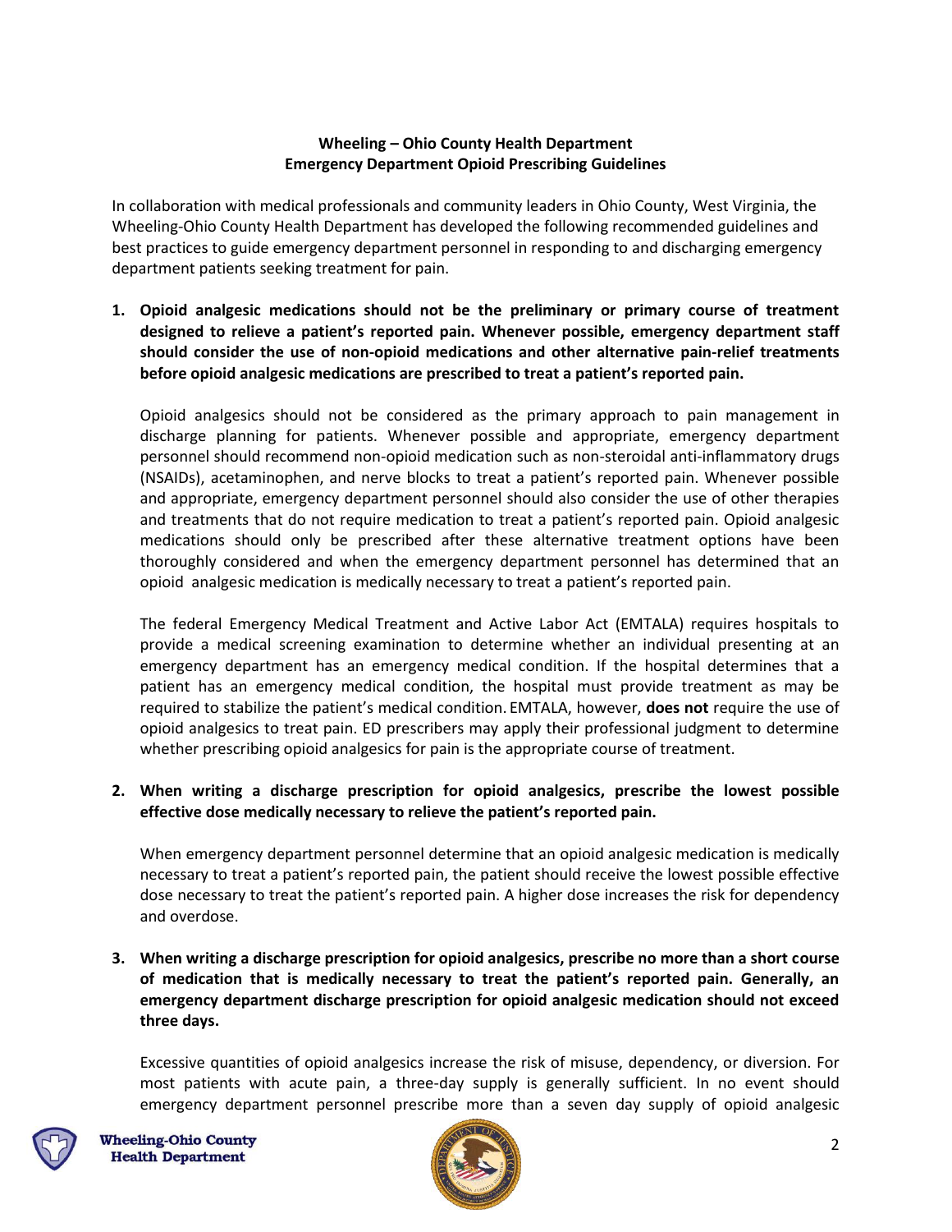**Wheeling – Ohio County Health Department**
**Emergency Department Opioid Prescribing Guidelines**

In collaboration with medical professionals and community leaders in Ohio County, West Virginia, the Wheeling-Ohio County Health Department has developed the following recommended guidelines and best practices to guide emergency department personnel in responding to and discharging emergency department patients seeking treatment for pain.

1. **Opioid analgesic medications should not be the preliminary or primary course of treatment designed to relieve a patient's reported pain. Whenever possible, emergency department staff should consider the use of non-opioid medications and other alternative pain-relief treatments before opioid analgesic medications are prescribed to treat a patient's reported pain.**

   Opioid analgesics should not be considered as the primary approach to pain management in discharge planning for patients. Whenever possible and appropriate, emergency department personnel should recommend non-opioid medication such as non-steroidal anti-inflammatory drugs (NSAIDs), acetaminophen, and nerve blocks to treat a patient's reported pain. Whenever possible and appropriate, emergency department personnel should also consider the use of other therapies and treatments that do not require medication to treat a patient's reported pain. Opioid analgesic medications should only be prescribed after these alternative treatment options have been thoroughly considered and when the emergency department personnel has determined that an opioid analgesic medication is medically necessary to treat a patient's reported pain.

   The federal Emergency Medical Treatment and Active Labor Act (EMTALA) requires hospitals to provide a medical screening examination to determine whether an individual presenting at an emergency department has an emergency medical condition. If the hospital determines that a patient has an emergency medical condition, the hospital must provide treatment as may be required to stabilize the patient's medical condition. EMTALA, however, **does not** require the use of opioid analgesics to treat pain. ED prescribers may apply their professional judgment to determine whether prescribing opioid analgesics for pain is the appropriate course of treatment.

2. **When writing a discharge prescription for opioid analgesics, prescribe the lowest possible effective dose medically necessary to relieve the patient's reported pain.**

   When emergency department personnel determine that an opioid analgesic medication is medically necessary to treat a patient's reported pain, the patient should receive the lowest possible effective dose necessary to treat the patient's reported pain. A higher dose increases the risk for dependency and overdose.

3. **When writing a discharge prescription for opioid analgesics, prescribe no more than a short course of medication that is medically necessary to treat the patient's reported pain. Generally, an emergency department discharge prescription for opioid analgesic medication should not exceed three days.**

   Excessive quantities of opioid analgesics increase the risk of misuse, dependency, or diversion. For most patients with acute pain, a three-day supply is generally sufficient. In no event should emergency department personnel prescribe more than a seven day supply of opioid analgesic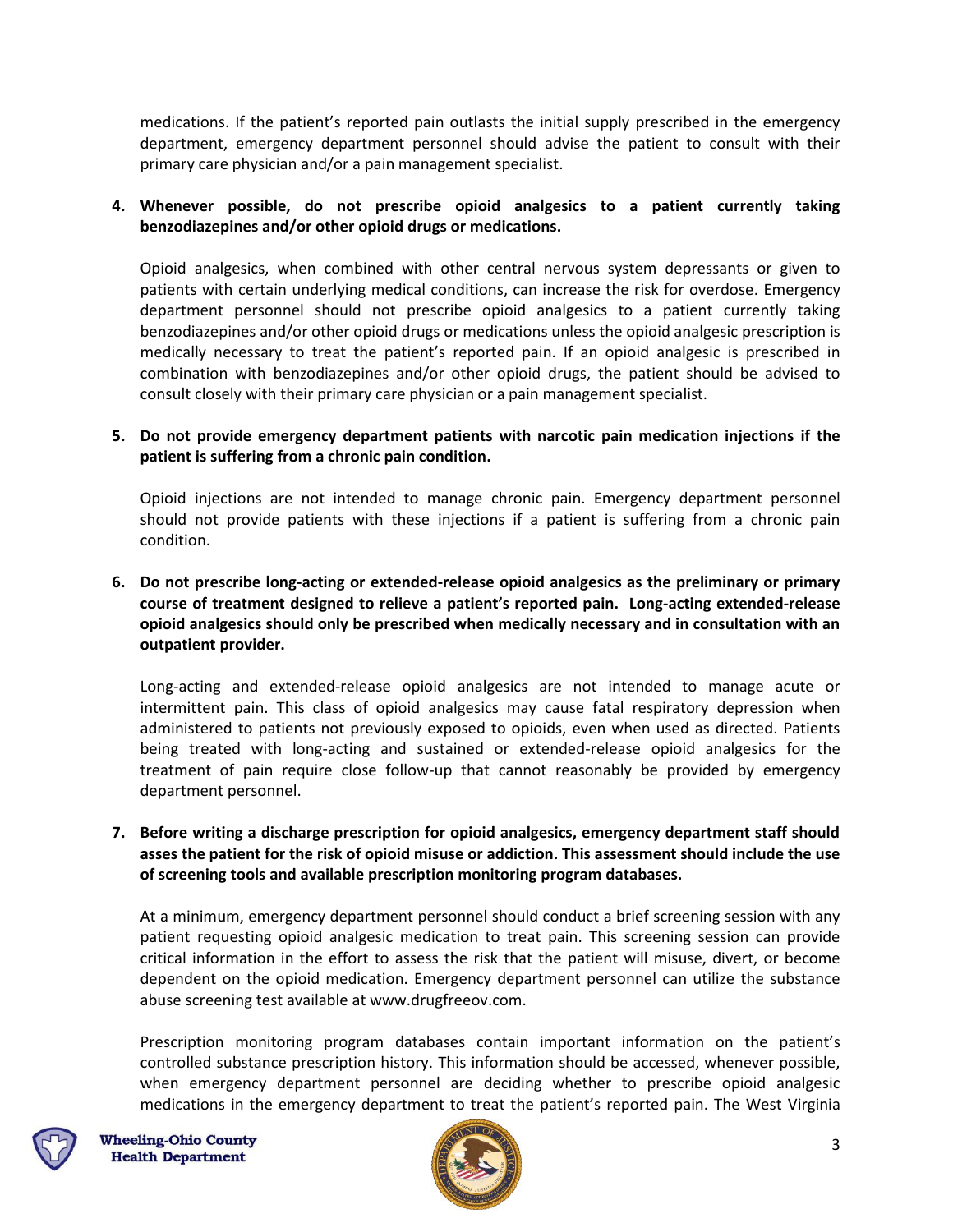medications. If the patient's reported pain outlasts the initial supply prescribed in the emergency department, emergency department personnel should advise the patient to consult with their primary care physician and/or a pain management specialist.

4. **Whenever possible, do not prescribe opioid analgesics to a patient currently taking benzodiazepines and/or other opioid drugs or medications.**

   Opioid analgesics, when combined with other central nervous system depressants or given to patients with certain underlying medical conditions, can increase the risk for overdose. Emergency department personnel should not prescribe opioid analgesics to a patient currently taking benzodiazepines and/or other opioid drugs or medications unless the opioid analgesic prescription is medically necessary to treat the patient's reported pain. If an opioid analgesic is prescribed in combination with benzodiazepines and/or other opioid drugs, the patient should be advised to consult closely with their primary care physician or a pain management specialist.

5. **Do not provide emergency department patients with narcotic pain medication injections if the patient is suffering from a chronic pain condition.**

   Opioid injections are not intended to manage chronic pain. Emergency department personnel should not provide patients with these injections if a patient is suffering from a chronic pain condition.

6. **Do not prescribe long-acting or extended-release opioid analgesics as the preliminary or primary course of treatment designed to relieve a patient's reported pain. Long-acting extended-release opioid analgesics should only be prescribed when medically necessary and in consultation with an outpatient provider.**

   Long-acting and extended-release opioid analgesics are not intended to manage acute or intermittent pain. This class of opioid analgesics may cause fatal respiratory depression when administered to patients not previously exposed to opioids, even when used as directed. Patients being treated with long-acting and sustained or extended-release opioid analgesics for the treatment of pain require close follow-up that cannot reasonably be provided by emergency department personnel.

7. **Before writing a discharge prescription for opioid analgesics, emergency department staff should asses the patient for the risk of opioid misuse or addiction. This assessment should include the use of screening tools and available prescription monitoring program databases.**

   At a minimum, emergency department personnel should conduct a brief screening session with any patient requesting opioid analgesic medication to treat pain. This screening session can provide critical information in the effort to assess the risk that the patient will misuse, divert, or become dependent on the opioid medication. Emergency department personnel can utilize the substance abuse screening test available at www.drugfreeov.com.

   Prescription monitoring program databases contain important information on the patient's controlled substance prescription history. This information should be accessed, whenever possible, when emergency department personnel are deciding whether to prescribe opioid analgesic medications in the emergency department to treat the patient's reported pain. The West Virginia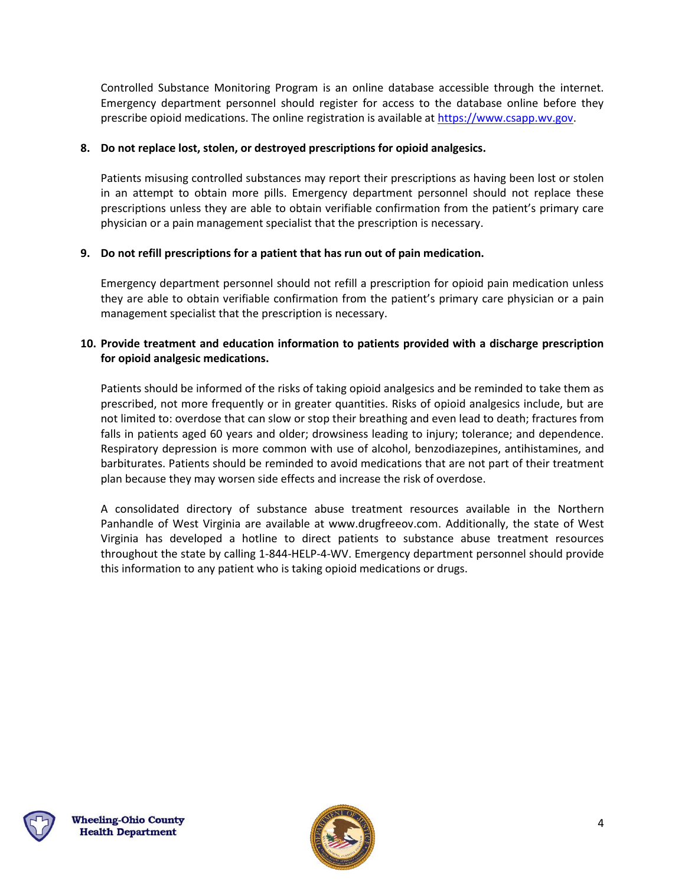Controlled Substance Monitoring Program is an online database accessible through the internet. Emergency department personnel should register for access to the database online before they prescribe opioid medications. The online registration is available at [https://www.csapp.wv.gov](https://www.csapp.wv.gov).

**8. Do not replace lost, stolen, or destroyed prescriptions for opioid analgesics.**

Patients misusing controlled substances may report their prescriptions as having been lost or stolen in an attempt to obtain more pills. Emergency department personnel should not replace these prescriptions unless they are able to obtain verifiable confirmation from the patient's primary care physician or a pain management specialist that the prescription is necessary.

**9. Do not refill prescriptions for a patient that has run out of pain medication.**

Emergency department personnel should not refill a prescription for opioid pain medication unless they are able to obtain verifiable confirmation from the patient's primary care physician or a pain management specialist that the prescription is necessary.

**10. Provide treatment and education information to patients provided with a discharge prescription for opioid analgesic medications.**

Patients should be informed of the risks of taking opioid analgesics and be reminded to take them as prescribed, not more frequently or in greater quantities. Risks of opioid analgesics include, but are not limited to: overdose that can slow or stop their breathing and even lead to death; fractures from falls in patients aged 60 years and older; drowsiness leading to injury; tolerance; and dependence. Respiratory depression is more common with use of alcohol, benzodiazepines, antihistamines, and barbiturates. Patients should be reminded to avoid medications that are not part of their treatment plan because they may worsen side effects and increase the risk of overdose.

A consolidated directory of substance abuse treatment resources available in the Northern Panhandle of West Virginia are available at www.drugfreeov.com. Additionally, the state of West Virginia has developed a hotline to direct patients to substance abuse treatment resources throughout the state by calling 1-844-HELP-4-WV. Emergency department personnel should provide this information to any patient who is taking opioid medications or drugs.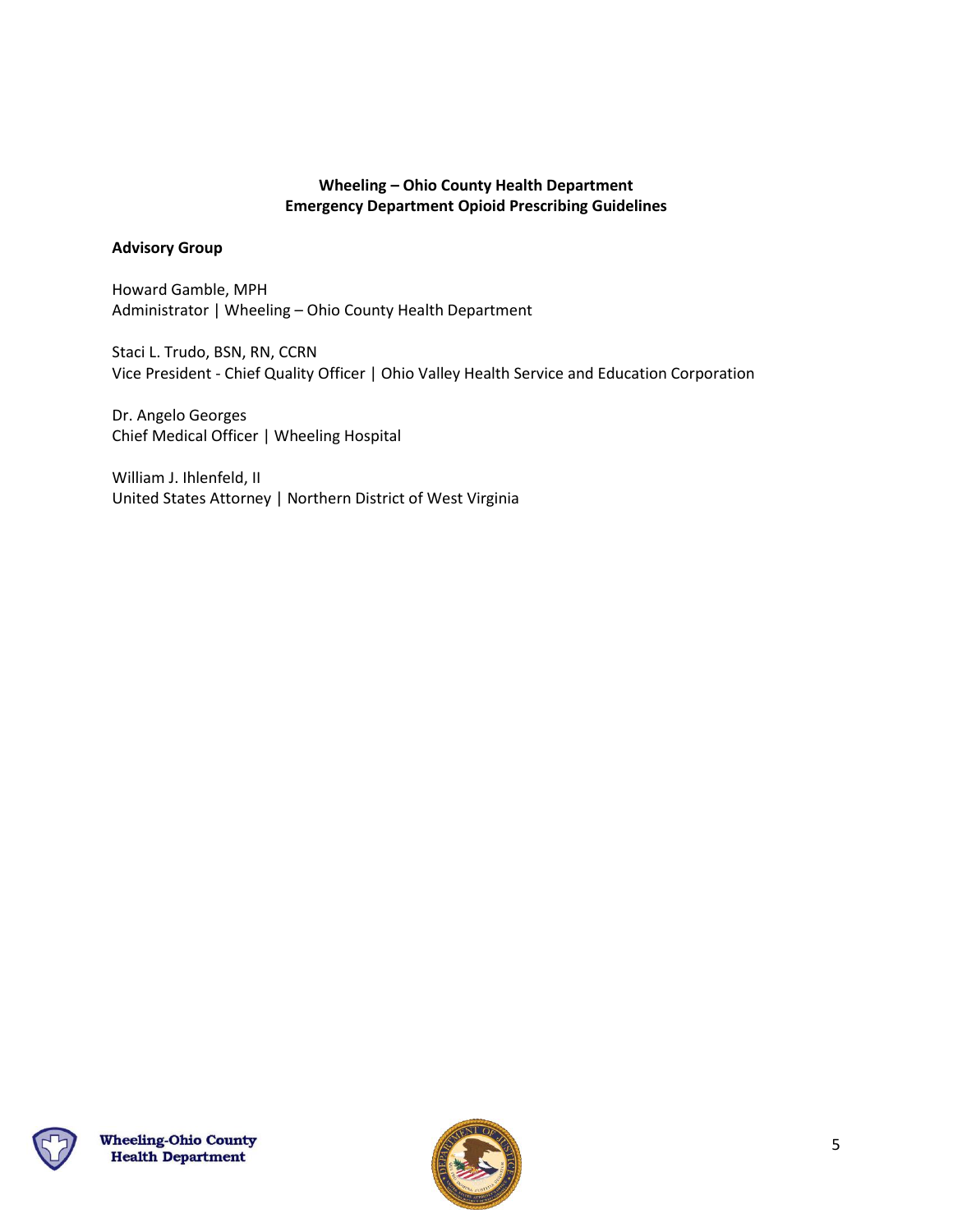**Wheeling – Ohio County Health Department**
**Emergency Department Opioid Prescribing Guidelines**

**Advisory Group**

Howard Gamble, MPH
Administrator | Wheeling – Ohio County Health Department

Staci L. Trudo, BSN, RN, CCRN
Vice President - Chief Quality Officer | Ohio Valley Health Service and Education Corporation

Dr. Angelo Georges
Chief Medical Officer | Wheeling Hospital

William J. Ihlenfeld, II
United States Attorney | Northern District of West Virginia